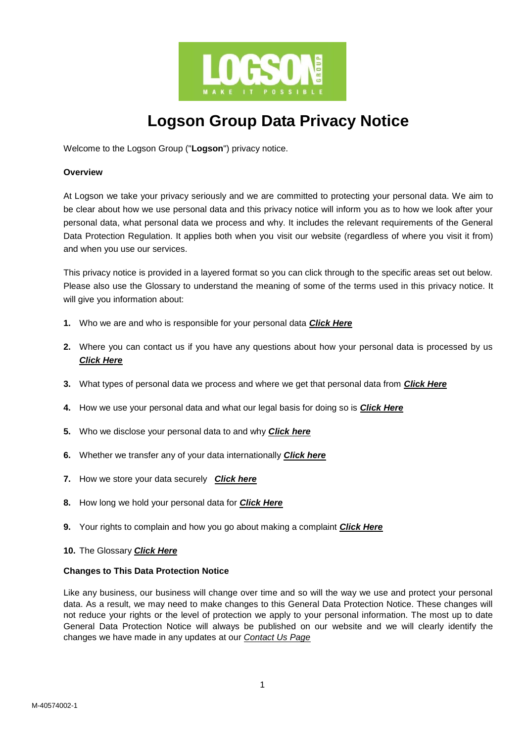# Logson Group Data Privacy Notice

Welcome to the Logson Group ("**Logson**") privacy notice.

**Overview**

At Logson we take your privacy seriously and we are committed to protecting your personal data. We aim to be clear about how we use personal data and this privacy notice will inform you as to how we look after your personal data, what personal data we process and why. It includes the relevant requirements of the General Data Protection Regulation. It applies both when you visit our website (regardless of where you visit it from) and when you use our services.

This privacy notice is provided in a layered format so you can click through to the specific areas set out below. Please also use the Glossary to understand the meaning of some of the terms used in this privacy notice. It will give you information about:

1. Who we are and who is responsible for your personal data ***Click Here***
2. Where you can contact us if you have any questions about how your personal data is processed by us ***Click Here***
3. What types of personal data we process and where we get that personal data from ***Click Here***
4. How we use your personal data and what our legal basis for doing so is ***Click Here***
5. Who we disclose your personal data to and why ***Click here***
6. Whether we transfer any of your data internationally ***Click here***
7. How we store your data securely ***Click here***
8. How long we hold your personal data for ***Click Here***
9. Your rights to complain and how you go about making a complaint ***Click Here***
10. The Glossary ***Click Here***

**Changes to This Data Protection Notice**

Like any business, our business will change over time and so will the way we use and protect your personal data. As a result, we may need to make changes to this General Data Protection Notice. These changes will not reduce your rights or the level of protection we apply to your personal information. The most up to date General Data Protection Notice will always be published on our website and we will clearly identify the changes we have made in any updates at our *Contact Us Page*

M-40574002-1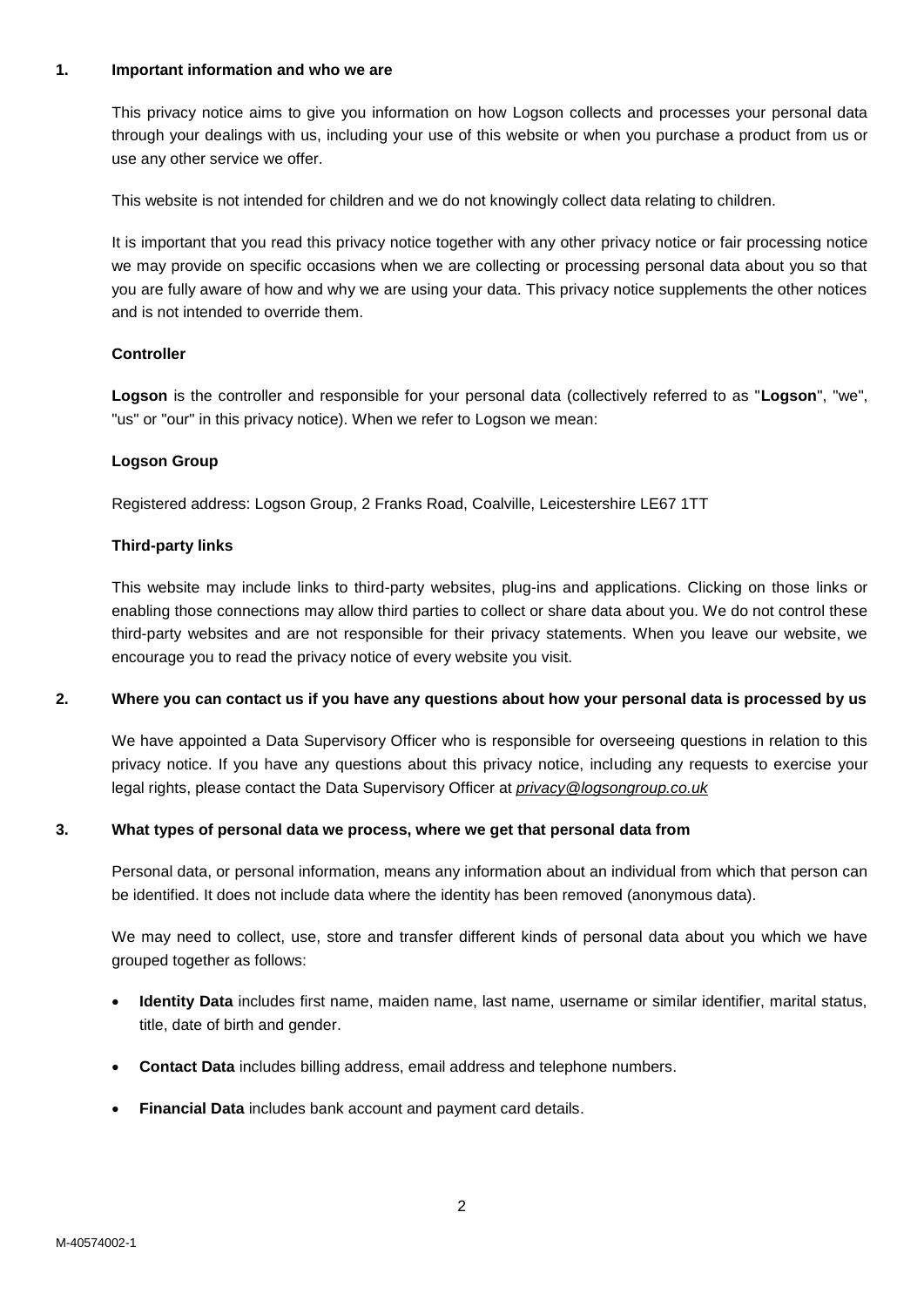## 1. Important information and who we are

This privacy notice aims to give you information on how Logson collects and processes your personal data through your dealings with us, including your use of this website or when you purchase a product from us or use any other service we offer.

This website is not intended for children and we do not knowingly collect data relating to children.

It is important that you read this privacy notice together with any other privacy notice or fair processing notice we may provide on specific occasions when we are collecting or processing personal data about you so that you are fully aware of how and why we are using your data. This privacy notice supplements the other notices and is not intended to override them.

**Controller**

**Logson** is the controller and responsible for your personal data (collectively referred to as "**Logson**", "we", "us" or "our" in this privacy notice). When we refer to Logson we mean:

**Logson Group**

Registered address: Logson Group, 2 Franks Road, Coalville, Leicestershire LE67 1TT

**Third-party links**

This website may include links to third-party websites, plug-ins and applications. Clicking on those links or enabling those connections may allow third parties to collect or share data about you. We do not control these third-party websites and are not responsible for their privacy statements. When you leave our website, we encourage you to read the privacy notice of every website you visit.

## 2. Where you can contact us if you have any questions about how your personal data is processed by us

We have appointed a Data Supervisory Officer who is responsible for overseeing questions in relation to this privacy notice. If you have any questions about this privacy notice, including any requests to exercise your legal rights, please contact the Data Supervisory Officer at *privacy@logsongroup.co.uk*

## 3. What types of personal data we process, where we get that personal data from

Personal data, or personal information, means any information about an individual from which that person can be identified. It does not include data where the identity has been removed (anonymous data).

We may need to collect, use, store and transfer different kinds of personal data about you which we have grouped together as follows:

- **Identity Data** includes first name, maiden name, last name, username or similar identifier, marital status, title, date of birth and gender.
- **Contact Data** includes billing address, email address and telephone numbers.
- **Financial Data** includes bank account and payment card details.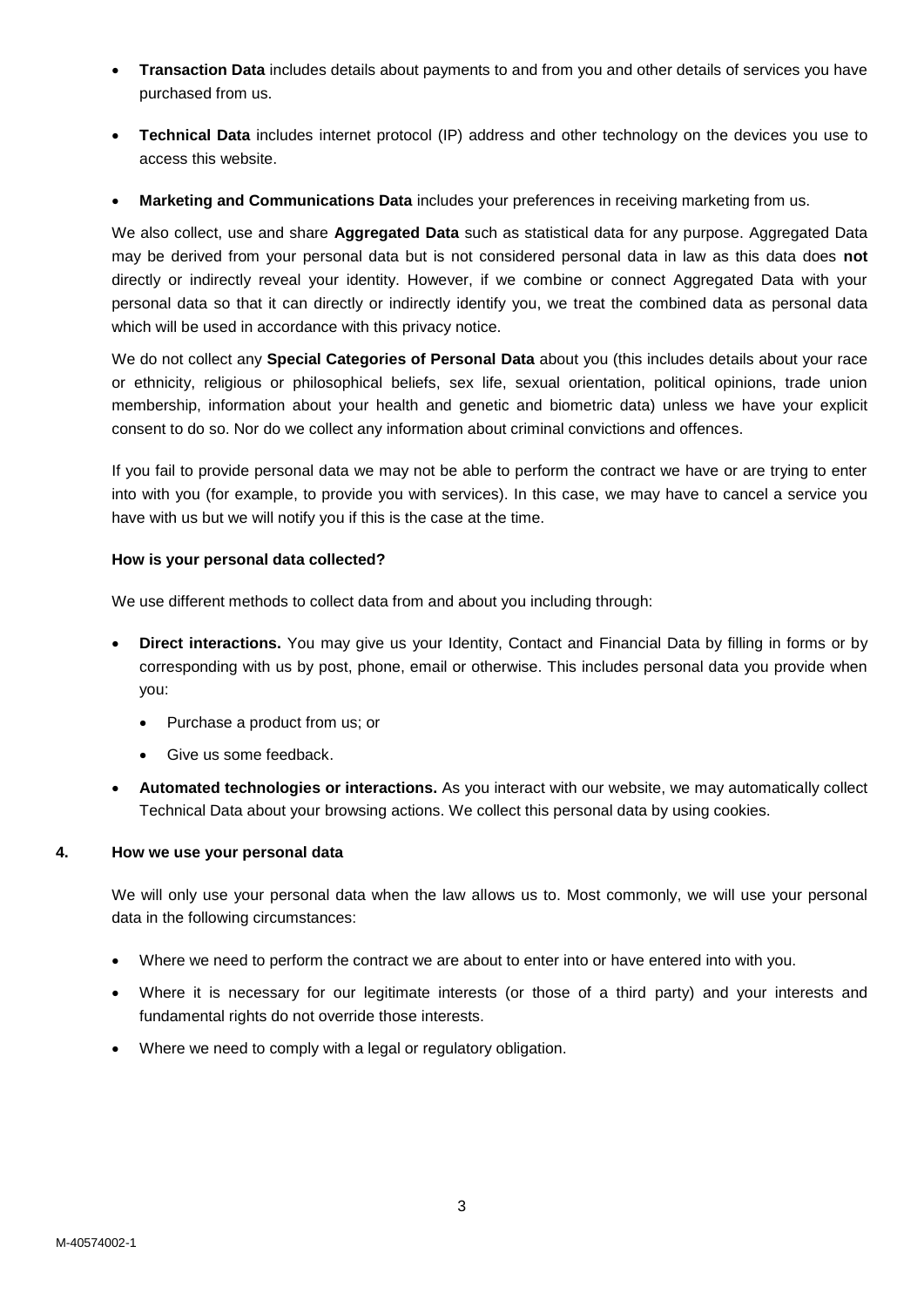- **Transaction Data** includes details about payments to and from you and other details of services you have purchased from us.
- **Technical Data** includes internet protocol (IP) address and other technology on the devices you use to access this website.
- **Marketing and Communications Data** includes your preferences in receiving marketing from us.

We also collect, use and share **Aggregated Data** such as statistical data for any purpose. Aggregated Data may be derived from your personal data but is not considered personal data in law as this data does **not** directly or indirectly reveal your identity. However, if we combine or connect Aggregated Data with your personal data so that it can directly or indirectly identify you, we treat the combined data as personal data which will be used in accordance with this privacy notice.

We do not collect any **Special Categories of Personal Data** about you (this includes details about your race or ethnicity, religious or philosophical beliefs, sex life, sexual orientation, political opinions, trade union membership, information about your health and genetic and biometric data) unless we have your explicit consent to do so. Nor do we collect any information about criminal convictions and offences.

If you fail to provide personal data we may not be able to perform the contract we have or are trying to enter into with you (for example, to provide you with services). In this case, we may have to cancel a service you have with us but we will notify you if this is the case at the time.

**How is your personal data collected?**

We use different methods to collect data from and about you including through:

- **Direct interactions.** You may give us your Identity, Contact and Financial Data by filling in forms or by corresponding with us by post, phone, email or otherwise. This includes personal data you provide when you:
  - Purchase a product from us; or
  - Give us some feedback.
- **Automated technologies or interactions.** As you interact with our website, we may automatically collect Technical Data about your browsing actions. We collect this personal data by using cookies.

## 4. How we use your personal data

We will only use your personal data when the law allows us to. Most commonly, we will use your personal data in the following circumstances:

- Where we need to perform the contract we are about to enter into or have entered into with you.
- Where it is necessary for our legitimate interests (or those of a third party) and your interests and fundamental rights do not override those interests.
- Where we need to comply with a legal or regulatory obligation.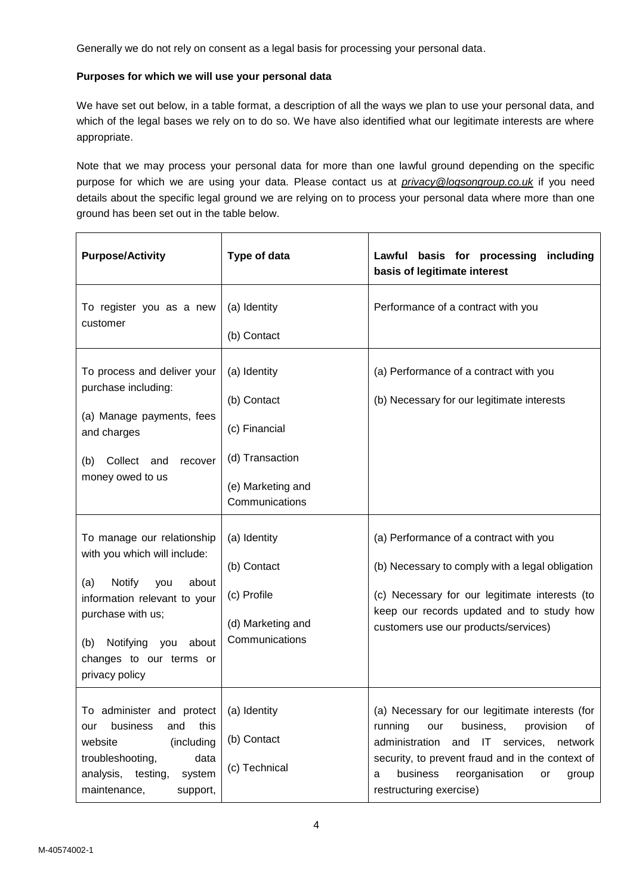Generally we do not rely on consent as a legal basis for processing your personal data.

**Purposes for which we will use your personal data**

We have set out below, in a table format, a description of all the ways we plan to use your personal data, and which of the legal bases we rely on to do so. We have also identified what our legitimate interests are where appropriate.

Note that we may process your personal data for more than one lawful ground depending on the specific purpose for which we are using your data. Please contact us at *privacy@logsongroup.co.uk* if you need details about the specific legal ground we are relying on to process your personal data where more than one ground has been set out in the table below.

| **Purpose/Activity** | **Type of data** | **Lawful basis for processing including basis of legitimate interest** |
|---|---|---|
| To register you as a new customer | (a) Identity<br>(b) Contact | Performance of a contract with you |
| To process and deliver your purchase including:<br>(a) Manage payments, fees and charges<br>(b) Collect and recover money owed to us | (a) Identity<br>(b) Contact<br>(c) Financial<br>(d) Transaction<br>(e) Marketing and Communications | (a) Performance of a contract with you<br>(b) Necessary for our legitimate interests |
| To manage our relationship with you which will include:<br>(a) Notify you about information relevant to your purchase with us;<br>(b) Notifying you about changes to our terms or privacy policy | (a) Identity<br>(b) Contact<br>(c) Profile<br>(d) Marketing and Communications | (a) Performance of a contract with you<br>(b) Necessary to comply with a legal obligation<br>(c) Necessary for our legitimate interests (to keep our records updated and to study how customers use our products/services) |
| To administer and protect our business and this website (including troubleshooting, data analysis, testing, system maintenance, support, | (a) Identity<br>(b) Contact<br>(c) Technical | (a) Necessary for our legitimate interests (for running our business, provision of administration and IT services, network security, to prevent fraud and in the context of a business reorganisation or group restructuring exercise) |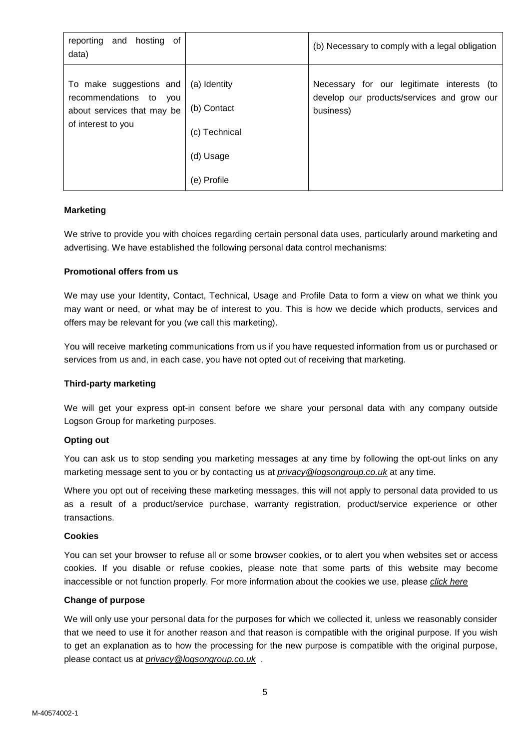| | | |
|---|---|---|
| reporting and hosting of data) | | (b) Necessary to comply with a legal obligation |
| To make suggestions and recommendations to you about services that may be of interest to you | (a) Identity<br>(b) Contact<br>(c) Technical<br>(d) Usage<br>(e) Profile | Necessary for our legitimate interests (to develop our products/services and grow our business) |

**Marketing**

We strive to provide you with choices regarding certain personal data uses, particularly around marketing and advertising. We have established the following personal data control mechanisms:

**Promotional offers from us**

We may use your Identity, Contact, Technical, Usage and Profile Data to form a view on what we think you may want or need, or what may be of interest to you. This is how we decide which products, services and offers may be relevant for you (we call this marketing).

You will receive marketing communications from us if you have requested information from us or purchased or services from us and, in each case, you have not opted out of receiving that marketing.

**Third-party marketing**

We will get your express opt-in consent before we share your personal data with any company outside Logson Group for marketing purposes.

**Opting out**

You can ask us to stop sending you marketing messages at any time by following the opt-out links on any marketing message sent to you or by contacting us at *privacy@logsongroup.co.uk* at any time.

Where you opt out of receiving these marketing messages, this will not apply to personal data provided to us as a result of a product/service purchase, warranty registration, product/service experience or other transactions.

**Cookies**

You can set your browser to refuse all or some browser cookies, or to alert you when websites set or access cookies. If you disable or refuse cookies, please note that some parts of this website may become inaccessible or not function properly. For more information about the cookies we use, please *click here*

**Change of purpose**

We will only use your personal data for the purposes for which we collected it, unless we reasonably consider that we need to use it for another reason and that reason is compatible with the original purpose. If you wish to get an explanation as to how the processing for the new purpose is compatible with the original purpose, please contact us at *privacy@logsongroup.co.uk* .

M-40574002-1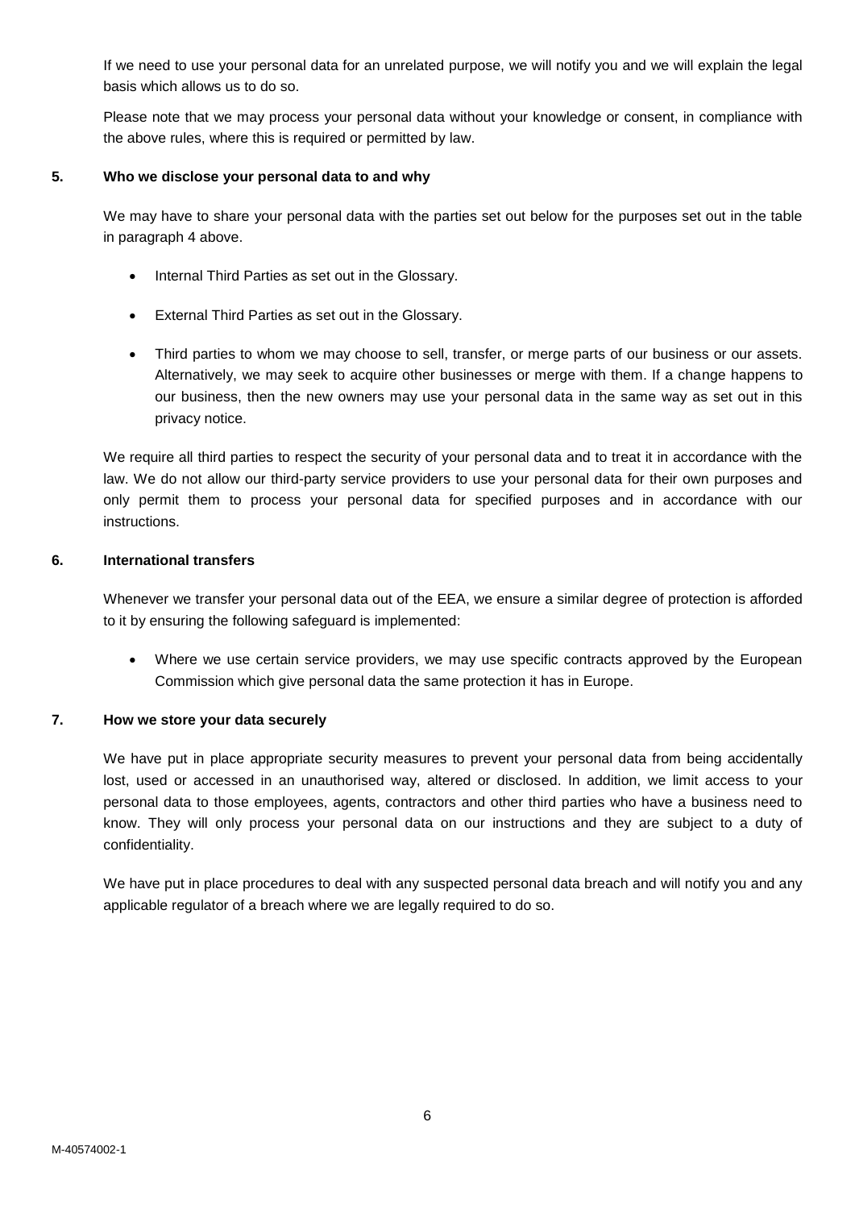If we need to use your personal data for an unrelated purpose, we will notify you and we will explain the legal basis which allows us to do so.

Please note that we may process your personal data without your knowledge or consent, in compliance with the above rules, where this is required or permitted by law.

## 5. Who we disclose your personal data to and why

We may have to share your personal data with the parties set out below for the purposes set out in the table in paragraph 4 above.

- Internal Third Parties as set out in the Glossary.
- External Third Parties as set out in the Glossary.
- Third parties to whom we may choose to sell, transfer, or merge parts of our business or our assets. Alternatively, we may seek to acquire other businesses or merge with them. If a change happens to our business, then the new owners may use your personal data in the same way as set out in this privacy notice.

We require all third parties to respect the security of your personal data and to treat it in accordance with the law. We do not allow our third-party service providers to use your personal data for their own purposes and only permit them to process your personal data for specified purposes and in accordance with our instructions.

## 6. International transfers

Whenever we transfer your personal data out of the EEA, we ensure a similar degree of protection is afforded to it by ensuring the following safeguard is implemented:

- Where we use certain service providers, we may use specific contracts approved by the European Commission which give personal data the same protection it has in Europe.

## 7. How we store your data securely

We have put in place appropriate security measures to prevent your personal data from being accidentally lost, used or accessed in an unauthorised way, altered or disclosed. In addition, we limit access to your personal data to those employees, agents, contractors and other third parties who have a business need to know. They will only process your personal data on our instructions and they are subject to a duty of confidentiality.

We have put in place procedures to deal with any suspected personal data breach and will notify you and any applicable regulator of a breach where we are legally required to do so.

M-40574002-1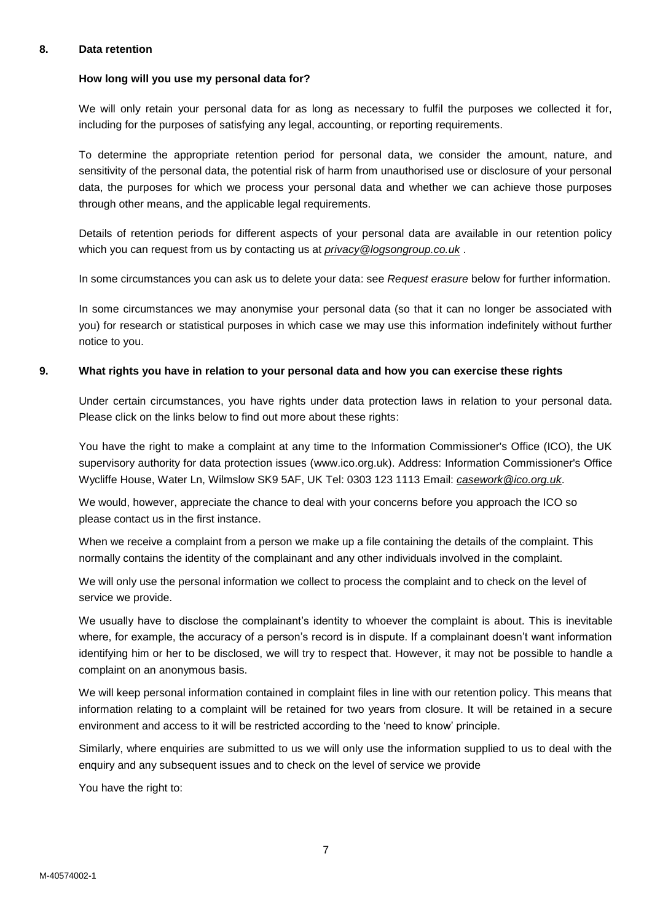## 8. Data retention

**How long will you use my personal data for?**

We will only retain your personal data for as long as necessary to fulfil the purposes we collected it for, including for the purposes of satisfying any legal, accounting, or reporting requirements.

To determine the appropriate retention period for personal data, we consider the amount, nature, and sensitivity of the personal data, the potential risk of harm from unauthorised use or disclosure of your personal data, the purposes for which we process your personal data and whether we can achieve those purposes through other means, and the applicable legal requirements.

Details of retention periods for different aspects of your personal data are available in our retention policy which you can request from us by contacting us at *privacy@logsongroup.co.uk* .

In some circumstances you can ask us to delete your data: see *Request erasure* below for further information.

In some circumstances we may anonymise your personal data (so that it can no longer be associated with you) for research or statistical purposes in which case we may use this information indefinitely without further notice to you.

## 9. What rights you have in relation to your personal data and how you can exercise these rights

Under certain circumstances, you have rights under data protection laws in relation to your personal data. Please click on the links below to find out more about these rights:

You have the right to make a complaint at any time to the Information Commissioner's Office (ICO), the UK supervisory authority for data protection issues (www.ico.org.uk). Address: Information Commissioner's Office Wycliffe House, Water Ln, Wilmslow SK9 5AF, UK Tel: 0303 123 1113 Email: *casework@ico.org.uk*.

We would, however, appreciate the chance to deal with your concerns before you approach the ICO so please contact us in the first instance.

When we receive a complaint from a person we make up a file containing the details of the complaint. This normally contains the identity of the complainant and any other individuals involved in the complaint.

We will only use the personal information we collect to process the complaint and to check on the level of service we provide.

We usually have to disclose the complainant's identity to whoever the complaint is about. This is inevitable where, for example, the accuracy of a person's record is in dispute. If a complainant doesn't want information identifying him or her to be disclosed, we will try to respect that. However, it may not be possible to handle a complaint on an anonymous basis.

We will keep personal information contained in complaint files in line with our retention policy. This means that information relating to a complaint will be retained for two years from closure. It will be retained in a secure environment and access to it will be restricted according to the 'need to know' principle.

Similarly, where enquiries are submitted to us we will only use the information supplied to us to deal with the enquiry and any subsequent issues and to check on the level of service we provide

You have the right to: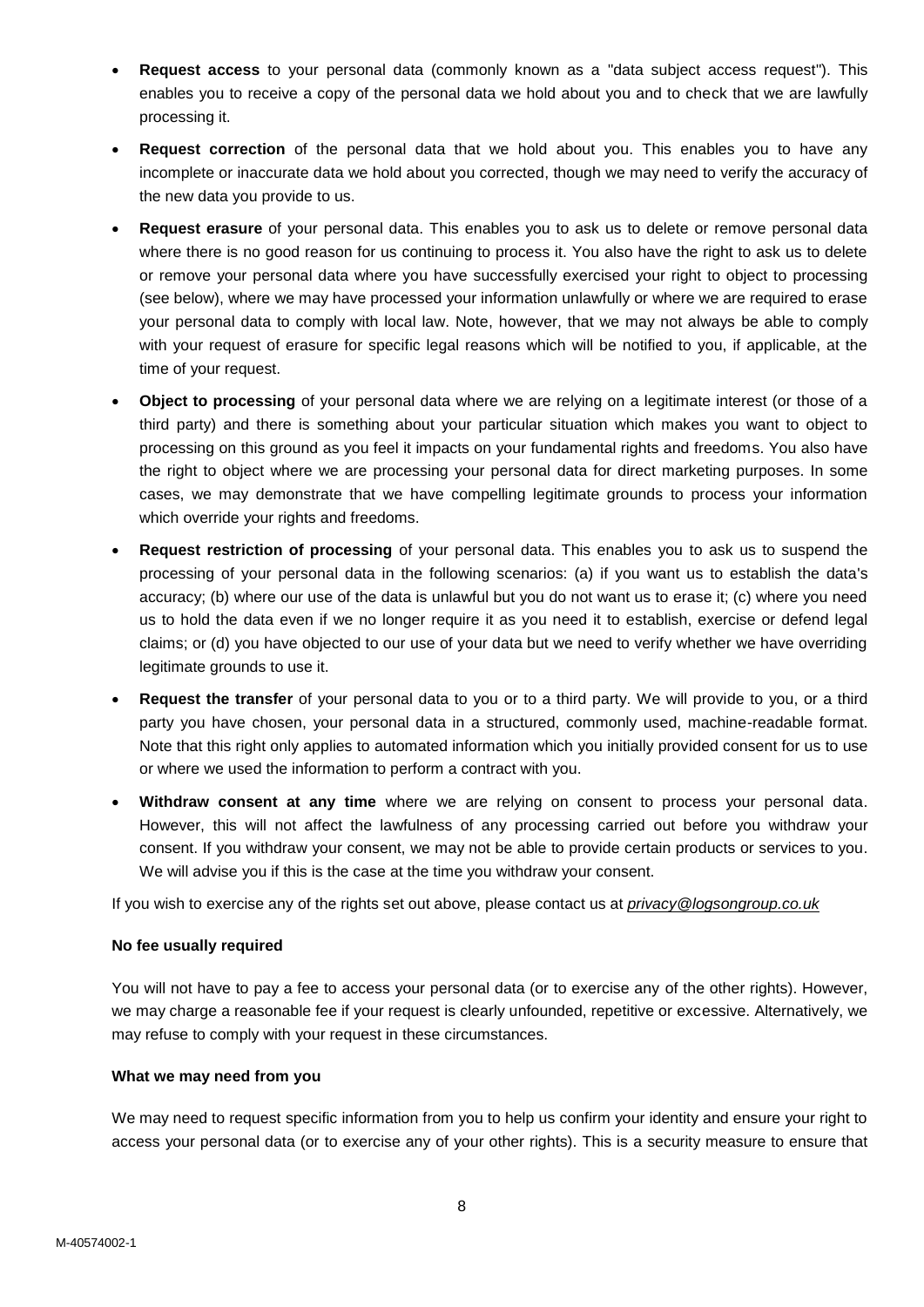- **Request access** to your personal data (commonly known as a "data subject access request"). This enables you to receive a copy of the personal data we hold about you and to check that we are lawfully processing it.
- **Request correction** of the personal data that we hold about you. This enables you to have any incomplete or inaccurate data we hold about you corrected, though we may need to verify the accuracy of the new data you provide to us.
- **Request erasure** of your personal data. This enables you to ask us to delete or remove personal data where there is no good reason for us continuing to process it. You also have the right to ask us to delete or remove your personal data where you have successfully exercised your right to object to processing (see below), where we may have processed your information unlawfully or where we are required to erase your personal data to comply with local law. Note, however, that we may not always be able to comply with your request of erasure for specific legal reasons which will be notified to you, if applicable, at the time of your request.
- **Object to processing** of your personal data where we are relying on a legitimate interest (or those of a third party) and there is something about your particular situation which makes you want to object to processing on this ground as you feel it impacts on your fundamental rights and freedoms. You also have the right to object where we are processing your personal data for direct marketing purposes. In some cases, we may demonstrate that we have compelling legitimate grounds to process your information which override your rights and freedoms.
- **Request restriction of processing** of your personal data. This enables you to ask us to suspend the processing of your personal data in the following scenarios: (a) if you want us to establish the data's accuracy; (b) where our use of the data is unlawful but you do not want us to erase it; (c) where you need us to hold the data even if we no longer require it as you need it to establish, exercise or defend legal claims; or (d) you have objected to our use of your data but we need to verify whether we have overriding legitimate grounds to use it.
- **Request the transfer** of your personal data to you or to a third party. We will provide to you, or a third party you have chosen, your personal data in a structured, commonly used, machine-readable format. Note that this right only applies to automated information which you initially provided consent for us to use or where we used the information to perform a contract with you.
- **Withdraw consent at any time** where we are relying on consent to process your personal data. However, this will not affect the lawfulness of any processing carried out before you withdraw your consent. If you withdraw your consent, we may not be able to provide certain products or services to you. We will advise you if this is the case at the time you withdraw your consent.

If you wish to exercise any of the rights set out above, please contact us at *privacy@logsongroup.co.uk*

**No fee usually required**

You will not have to pay a fee to access your personal data (or to exercise any of the other rights). However, we may charge a reasonable fee if your request is clearly unfounded, repetitive or excessive. Alternatively, we may refuse to comply with your request in these circumstances.

**What we may need from you**

We may need to request specific information from you to help us confirm your identity and ensure your right to access your personal data (or to exercise any of your other rights). This is a security measure to ensure that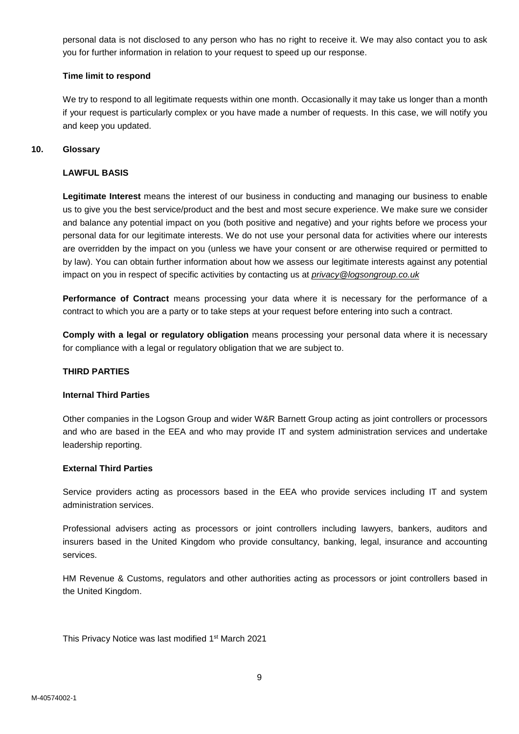personal data is not disclosed to any person who has no right to receive it. We may also contact you to ask you for further information in relation to your request to speed up our response.

**Time limit to respond**

We try to respond to all legitimate requests within one month. Occasionally it may take us longer than a month if your request is particularly complex or you have made a number of requests. In this case, we will notify you and keep you updated.

## 10. Glossary

**LAWFUL BASIS**

**Legitimate Interest** means the interest of our business in conducting and managing our business to enable us to give you the best service/product and the best and most secure experience. We make sure we consider and balance any potential impact on you (both positive and negative) and your rights before we process your personal data for our legitimate interests. We do not use your personal data for activities where our interests are overridden by the impact on you (unless we have your consent or are otherwise required or permitted to by law). You can obtain further information about how we assess our legitimate interests against any potential impact on you in respect of specific activities by contacting us at *privacy@logsongroup.co.uk*

**Performance of Contract** means processing your data where it is necessary for the performance of a contract to which you are a party or to take steps at your request before entering into such a contract.

**Comply with a legal or regulatory obligation** means processing your personal data where it is necessary for compliance with a legal or regulatory obligation that we are subject to.

**THIRD PARTIES**

**Internal Third Parties**

Other companies in the Logson Group and wider W&R Barnett Group acting as joint controllers or processors and who are based in the EEA and who may provide IT and system administration services and undertake leadership reporting.

**External Third Parties**

Service providers acting as processors based in the EEA who provide services including IT and system administration services.

Professional advisers acting as processors or joint controllers including lawyers, bankers, auditors and insurers based in the United Kingdom who provide consultancy, banking, legal, insurance and accounting services.

HM Revenue & Customs, regulators and other authorities acting as processors or joint controllers based in the United Kingdom.

This Privacy Notice was last modified 1st March 2021

M-40574002-1